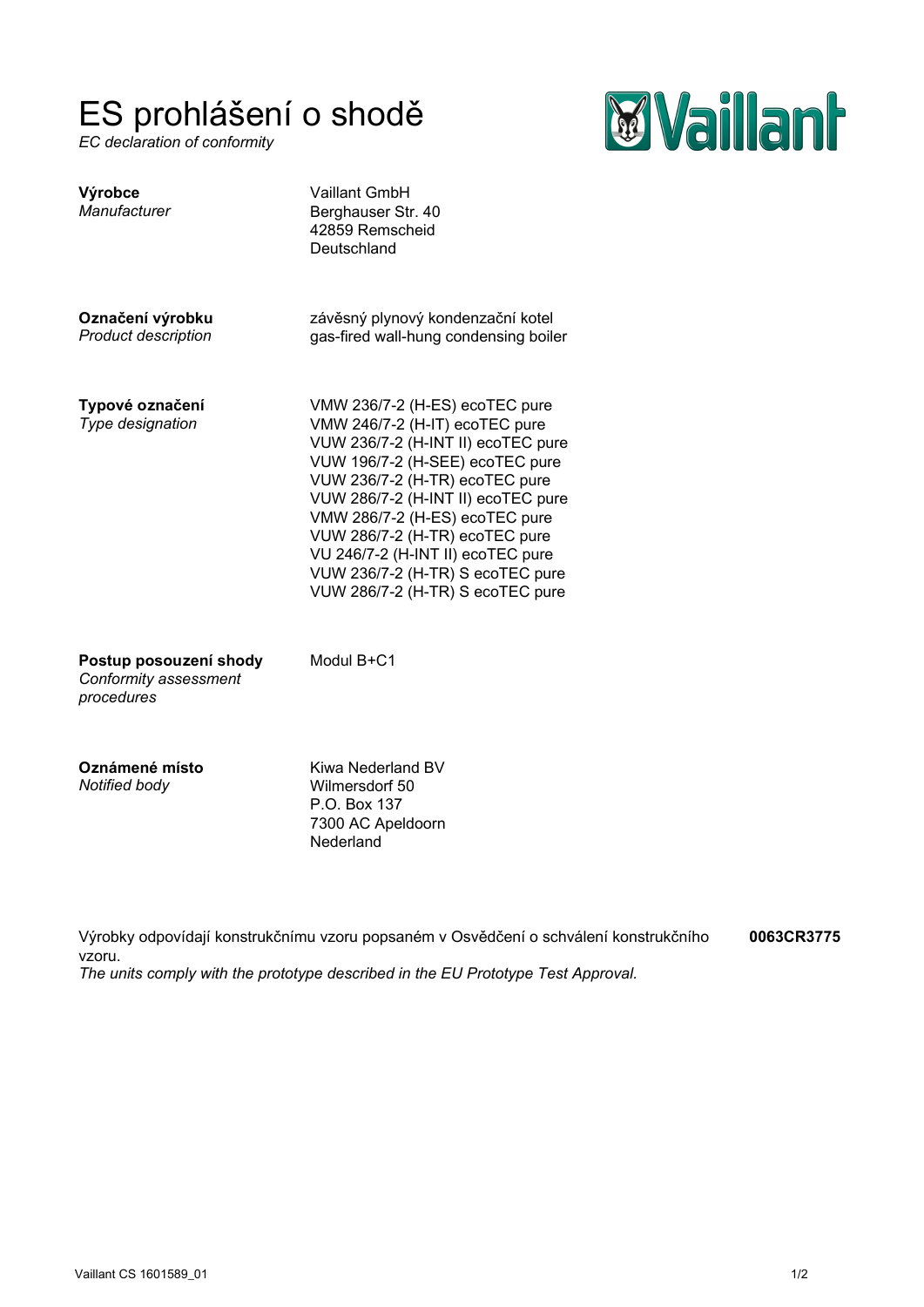# ES prohlášení o shodě

*EC declaration of conformity*

| | |
|---|---|
| **Výrobce**<br>*Manufacturer* | Vaillant GmbH<br>Berghauser Str. 40<br>42859 Remscheid<br>Deutschland |
| **Označení výrobku**<br>*Product description* | závěsný plynový kondenzační kotel<br>gas-fired wall-hung condensing boiler |
| **Typové označení**<br>*Type designation* | VMW 236/7-2 (H-ES) ecoTEC pure<br>VMW 246/7-2 (H-IT) ecoTEC pure<br>VUW 236/7-2 (H-INT II) ecoTEC pure<br>VUW 196/7-2 (H-SEE) ecoTEC pure<br>VUW 236/7-2 (H-TR) ecoTEC pure<br>VUW 286/7-2 (H-INT II) ecoTEC pure<br>VMW 286/7-2 (H-ES) ecoTEC pure<br>VUW 286/7-2 (H-TR) ecoTEC pure<br>VU 246/7-2 (H-INT II) ecoTEC pure<br>VUW 236/7-2 (H-TR) S ecoTEC pure<br>VUW 286/7-2 (H-TR) S ecoTEC pure |
| **Postup posouzení shody**<br>*Conformity assessment procedures* | Modul B+C1 |
| **Oznámené místo**<br>*Notified body* | Kiwa Nederland BV<br>Wilmersdorf 50<br>P.O. Box 137<br>7300 AC Apeldoorn<br>Nederland |

Výrobky odpovídají konstrukčnímu vzoru popsaném v Osvědčení o schválení konstrukčního vzoru. **0063CR3775**

*The units comply with the prototype described in the EU Prototype Test Approval.*

Vaillant CS 1601589_01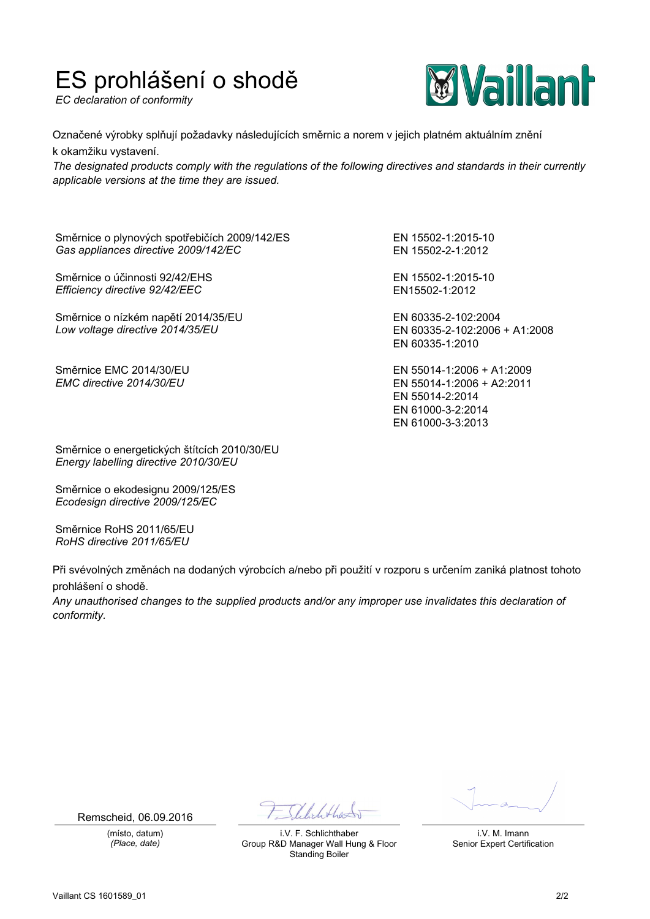# ES prohlášení o shodě

*EC declaration of conformity*

Vaillant

Označené výrobky splňují požadavky následujících směrnic a norem v jejich platném aktuálním znění k okamžiku vystavení.

*The designated products comply with the regulations of the following directives and standards in their currently applicable versions at the time they are issued.*

| | |
|---|---|
| Směrnice o plynových spotřebičích 2009/142/ES<br>*Gas appliances directive 2009/142/EC* | EN 15502-1:2015-10<br>EN 15502-2-1:2012 |
| Směrnice o účinnosti 92/42/EHS<br>*Efficiency directive 92/42/EEC* | EN 15502-1:2015-10<br>EN15502-1:2012 |
| Směrnice o nízkém napětí 2014/35/EU<br>*Low voltage directive 2014/35/EU* | EN 60335-2-102:2004<br>EN 60335-2-102:2006 + A1:2008<br>EN 60335-1:2010 |
| Směrnice EMC 2014/30/EU<br>*EMC directive 2014/30/EU* | EN 55014-1:2006 + A1:2009<br>EN 55014-1:2006 + A2:2011<br>EN 55014-2:2014<br>EN 61000-3-2:2014<br>EN 61000-3-3:2013 |

Směrnice o energetických štítcích 2010/30/EU
*Energy labelling directive 2010/30/EU*

Směrnice o ekodesignu 2009/125/ES
*Ecodesign directive 2009/125/EC*

Směrnice RoHS 2011/65/EU
*RoHS directive 2011/65/EU*

Při svévolných změnách na dodaných výrobcích a/nebo při použití v rozporu s určením zaniká platnost tohoto prohlášení o shodě.

*Any unauthorised changes to the supplied products and/or any improper use invalidates this declaration of conformity.*

Remscheid, 06.09.2016
(místo, datum)
*(Place, date)*

i.V. F. Schlichthaber
Group R&D Manager Wall Hung & Floor Standing Boiler

i.V. M. Imann
Senior Expert Certification

Vaillant CS 1601589_01